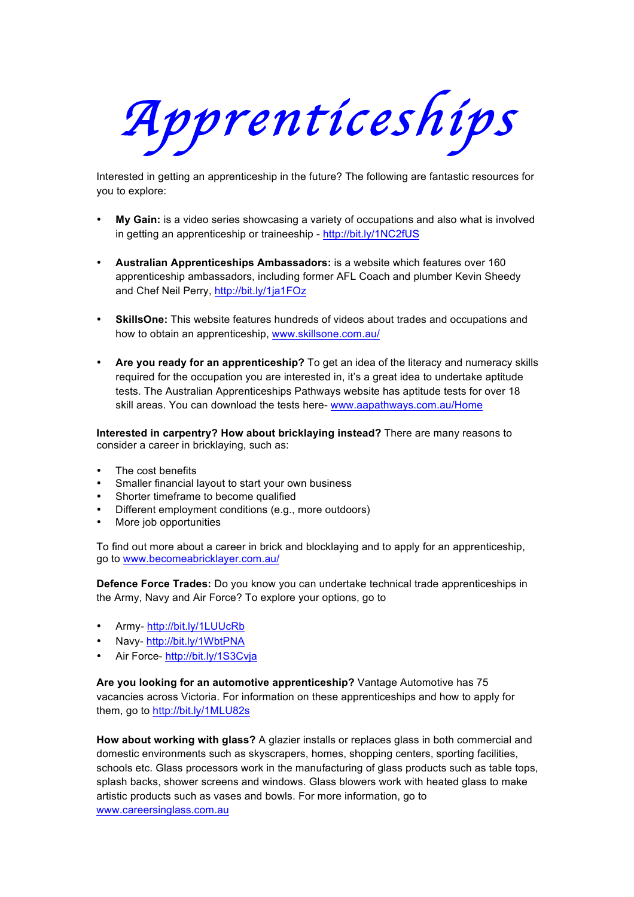# *Apprenticeships*

Interested in getting an apprenticeship in the future? The following are fantastic resources for you to explore:

- **My Gain:** is a video series showcasing a variety of occupations and also what is involved in getting an apprenticeship or traineeship - http://bit.ly/1NC2fUS
- **Australian Apprenticeships Ambassadors:** is a website which features over 160 apprenticeship ambassadors, including former AFL Coach and plumber Kevin Sheedy and Chef Neil Perry, http://bit.ly/1ja1FOz
- **SkillsOne:** This website features hundreds of videos about trades and occupations and how to obtain an apprenticeship, www.skillsone.com.au/
- **Are you ready for an apprenticeship?** To get an idea of the literacy and numeracy skills required for the occupation you are interested in, it's a great idea to undertake aptitude tests. The Australian Apprenticeships Pathways website has aptitude tests for over 18 skill areas. You can download the tests here- www.aapathways.com.au/Home

**Interested in carpentry? How about bricklaying instead?** There are many reasons to consider a career in bricklaying, such as:

- The cost benefits
- Smaller financial layout to start your own business
- Shorter timeframe to become qualified
- Different employment conditions (e.g., more outdoors)
- More job opportunities

To find out more about a career in brick and blocklaying and to apply for an apprenticeship, go to www.becomeabricklayer.com.au/

**Defence Force Trades:** Do you know you can undertake technical trade apprenticeships in the Army, Navy and Air Force? To explore your options, go to

- Army- http://bit.ly/1LUUcRb
- Navy- http://bit.ly/1WbtPNA
- Air Force- http://bit.ly/1S3Cvja

**Are you looking for an automotive apprenticeship?** Vantage Automotive has 75 vacancies across Victoria. For information on these apprenticeships and how to apply for them, go to http://bit.ly/1MLU82s

**How about working with glass?** A glazier installs or replaces glass in both commercial and domestic environments such as skyscrapers, homes, shopping centers, sporting facilities, schools etc. Glass processors work in the manufacturing of glass products such as table tops, splash backs, shower screens and windows. Glass blowers work with heated glass to make artistic products such as vases and bowls. For more information, go to www.careersinglass.com.au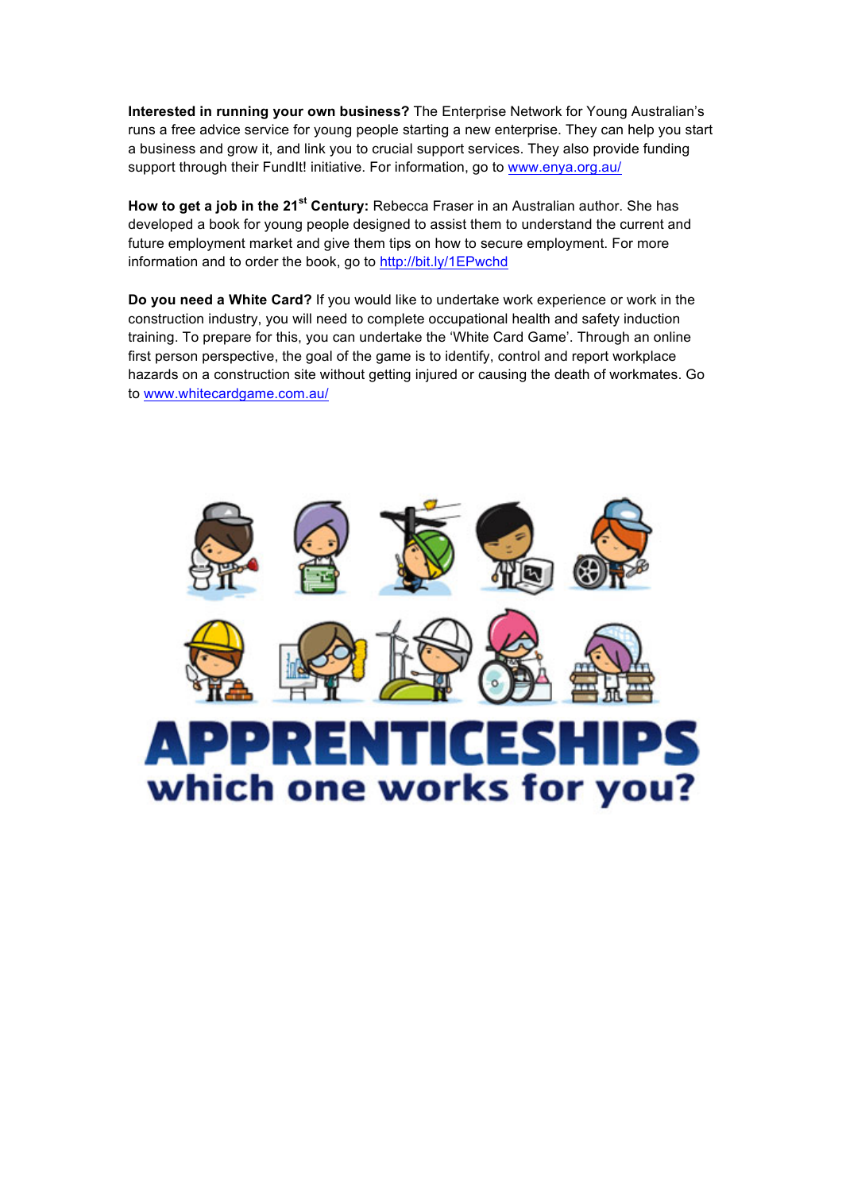**Interested in running your own business?** The Enterprise Network for Young Australian's runs a free advice service for young people starting a new enterprise. They can help you start a business and grow it, and link you to crucial support services. They also provide funding support through their FundIt! initiative. For information, go to www.enya.org.au/

**How to get a job in the 21st Century:** Rebecca Fraser in an Australian author. She has developed a book for young people designed to assist them to understand the current and future employment market and give them tips on how to secure employment. For more information and to order the book, go to http://bit.ly/1EPwchd

**Do you need a White Card?** If you would like to undertake work experience or work in the construction industry, you will need to complete occupational health and safety induction training. To prepare for this, you can undertake the 'White Card Game'. Through an online first person perspective, the goal of the game is to identify, control and report workplace hazards on a construction site without getting injured or causing the death of workmates. Go to www.whitecardgame.com.au/

**APPRENTICESHIPS**
**which one works for you?**